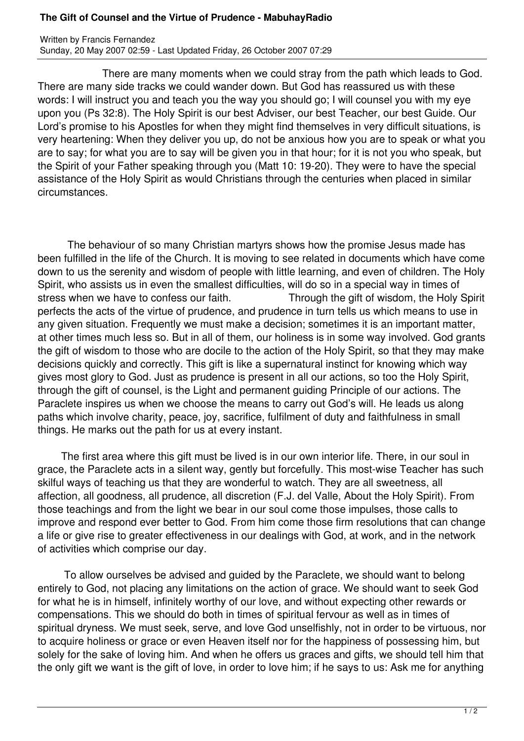# The Gift of Counsel and the Virtue of Prudence - MabuhayRadio

Written by Francis Fernandez
Sunday, 20 May 2007 02:59 - Last Updated Friday, 26 October 2007 07:29

There are many moments when we could stray from the path which leads to God. There are many side tracks we could wander down. But God has reassured us with these words: I will instruct you and teach you the way you should go; I will counsel you with my eye upon you (Ps 32:8). The Holy Spirit is our best Adviser, our best Teacher, our best Guide. Our Lord's promise to his Apostles for when they might find themselves in very difficult situations, is very heartening: When they deliver you up, do not be anxious how you are to speak or what you are to say; for what you are to say will be given you in that hour; for it is not you who speak, but the Spirit of your Father speaking through you (Matt 10: 19-20). They were to have the special assistance of the Holy Spirit as would Christians through the centuries when placed in similar circumstances.

The behaviour of so many Christian martyrs shows how the promise Jesus made has been fulfilled in the life of the Church. It is moving to see related in documents which have come down to us the serenity and wisdom of people with little learning, and even of children. The Holy Spirit, who assists us in even the smallest difficulties, will do so in a special way in times of stress when we have to confess our faith. Through the gift of wisdom, the Holy Spirit perfects the acts of the virtue of prudence, and prudence in turn tells us which means to use in any given situation. Frequently we must make a decision; sometimes it is an important matter, at other times much less so. But in all of them, our holiness is in some way involved. God grants the gift of wisdom to those who are docile to the action of the Holy Spirit, so that they may make decisions quickly and correctly. This gift is like a supernatural instinct for knowing which way gives most glory to God. Just as prudence is present in all our actions, so too the Holy Spirit, through the gift of counsel, is the Light and permanent guiding Principle of our actions. The Paraclete inspires us when we choose the means to carry out God's will. He leads us along paths which involve charity, peace, joy, sacrifice, fulfilment of duty and faithfulness in small things. He marks out the path for us at every instant.

The first area where this gift must be lived is in our own interior life. There, in our soul in grace, the Paraclete acts in a silent way, gently but forcefully. This most-wise Teacher has such skilful ways of teaching us that they are wonderful to watch. They are all sweetness, all affection, all goodness, all prudence, all discretion (F.J. del Valle, About the Holy Spirit). From those teachings and from the light we bear in our soul come those impulses, those calls to improve and respond ever better to God. From him come those firm resolutions that can change a life or give rise to greater effectiveness in our dealings with God, at work, and in the network of activities which comprise our day.

To allow ourselves be advised and guided by the Paraclete, we should want to belong entirely to God, not placing any limitations on the action of grace. We should want to seek God for what he is in himself, infinitely worthy of our love, and without expecting other rewards or compensations. This we should do both in times of spiritual fervour as well as in times of spiritual dryness. We must seek, serve, and love God unselfishly, not in order to be virtuous, nor to acquire holiness or grace or even Heaven itself nor for the happiness of possessing him, but solely for the sake of loving him. And when he offers us graces and gifts, we should tell him that the only gift we want is the gift of love, in order to love him; if he says to us: Ask me for anything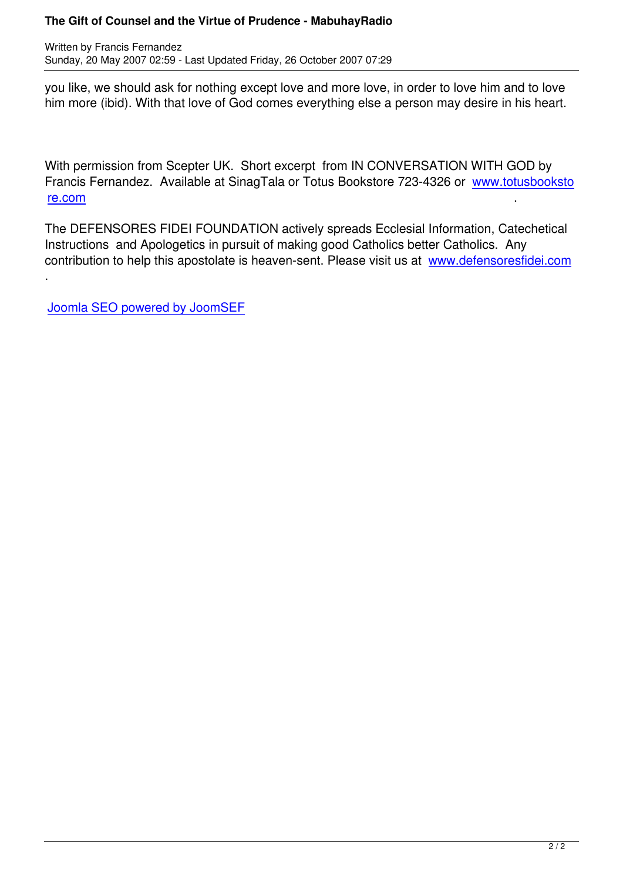you like, we should ask for nothing except love and more love, in order to love him and to love him more (ibid). With that love of God comes everything else a person may desire in his heart.

With permission from Scepter UK. Short excerpt from IN CONVERSATION WITH GOD by Francis Fernandez. Available at SinagTala or Totus Bookstore 723-4326 or www.totusbookstore.com .

The DEFENSORES FIDEI FOUNDATION actively spreads Ecclesial Information, Catechetical Instructions and Apologetics in pursuit of making good Catholics better Catholics. Any contribution to help this apostolate is heaven-sent. Please visit us at www.defensoresfidei.com .

Joomla SEO powered by JoomSEF